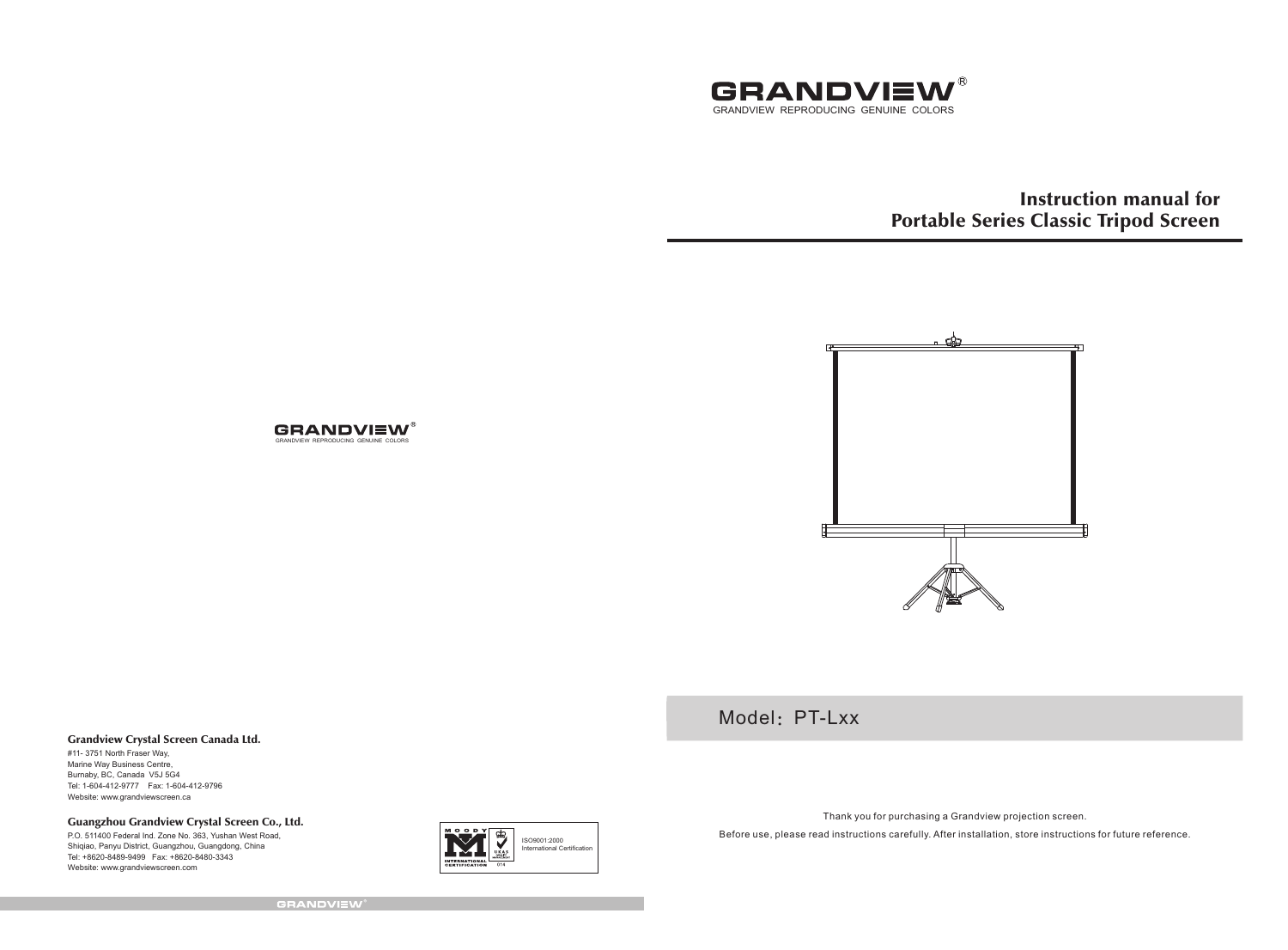# GRANDVIEW®

GRANDVIEW REPRODUCING GENUINE COLORS

## Instruction manual for Portable Series Classic Tripod Screen

Model：PT-Lxx

Thank you for purchasing a Grandview projection screen.

Before use, please read instructions carefully. After installation, store instructions for future reference.

GRANDVIEW®

GRANDVIEW REPRODUCING GENUINE COLORS

**Grandview Crystal Screen Canada Ltd.**

#11- 3751 North Fraser Way,
Marine Way Business Centre,
Burnaby, BC, Canada V5J 5G4
Tel: 1-604-412-9777 Fax: 1-604-412-9796
Website: www.grandviewscreen.ca

**Guangzhou Grandview Crystal Screen Co., Ltd.**

P.O. 511400 Federal Ind. Zone No. 363, Yushan West Road,
Shiqiao, Panyu District, Guangzhou, Guangdong, China
Tel: +8620-8489-9499 Fax: +8620-8480-3343
Website: www.grandviewscreen.com

ISO9001:2000
International Certification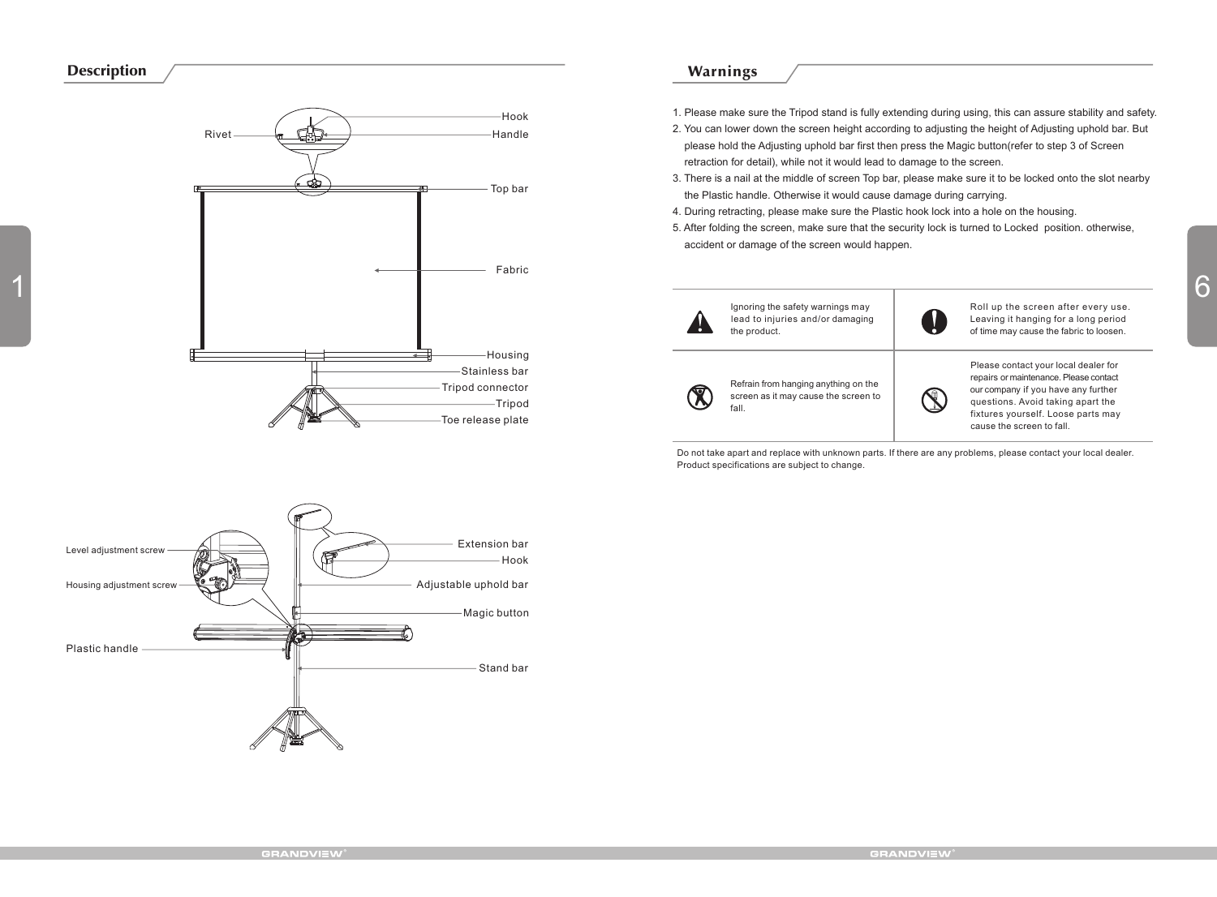## Description

Hook
Rivet
Handle
Top bar
Fabric
Housing
Stainless bar
Tripod connector
Tripod
Toe release plate

Level adjustment screw
Extension bar
Hook
Housing adjustment screw
Adjustable uphold bar
Magic button
Plastic handle
Stand bar

## Warnings

1. Please make sure the Tripod stand is fully extending during using, this can assure stability and safety.
2. You can lower down the screen height according to adjusting the height of Adjusting uphold bar. But please hold the Adjusting uphold bar first then press the Magic button(refer to step 3 of Screen retraction for detail), while not it would lead to damage to the screen.
3. There is a nail at the middle of screen Top bar, please make sure it to be locked onto the slot nearby the Plastic handle. Otherwise it would cause damage during carrying.
4. During retracting, please make sure the Plastic hook lock into a hole on the housing.
5. After folding the screen, make sure that the security lock is turned to Locked position. otherwise, accident or damage of the screen would happen.

| | | | |
|---|---|---|---|
| ⚠ | Ignoring the safety warnings may lead to injuries and/or damaging the product. | ! | Roll up the screen after every use. Leaving it hanging for a long period of time may cause the fabric to loosen. |
| 🚫 | Refrain from hanging anything on the screen as it may cause the screen to fall. | 🚫 | Please contact your local dealer for repairs or maintenance. Please contact our company if you have any further questions. Avoid taking apart the fixtures yourself. Loose parts may cause the screen to fall. |

Do not take apart and replace with unknown parts. If there are any problems, please contact your local dealer. Product specifications are subject to change.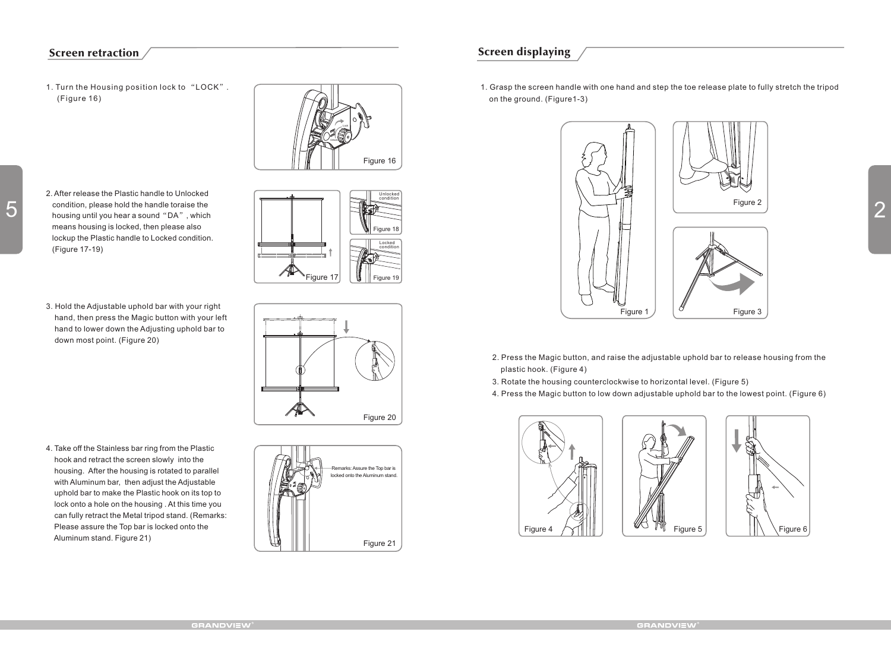## Screen retraction

1. Turn the Housing position lock to "LOCK". (Figure 16)

Figure 16

2. After release the Plastic handle to Unlocked condition, please hold the handle toraise the housing until you hear a sound "DA", which means housing is locked, then please also lockup the Plastic handle to Locked condition. (Figure 17-19)

Figure 17

Unlocked condition

Figure 18

Locked condition

Figure 19

3. Hold the Adjustable uphold bar with your right hand, then press the Magic button with your left hand to lower down the Adjusting uphold bar to down most point. (Figure 20)

Figure 20

4. Take off the Stainless bar ring from the Plastic hook and retract the screen slowly into the housing. After the housing is rotated to parallel with Aluminum bar, then adjust the Adjustable uphold bar to make the Plastic hook on its top to lock onto a hole on the housing . At this time you can fully retract the Metal tripod stand. (Remarks: Please assure the Top bar is locked onto the Aluminum stand. Figure 21)

Remarks: Assure the Top bar is locked onto the Aluminum stand.

Figure 21

## Screen displaying

1. Grasp the screen handle with one hand and step the toe release plate to fully stretch the tripod on the ground. (Figure1-3)

Figure 1

Figure 2

Figure 3

2. Press the Magic button, and raise the adjustable uphold bar to release housing from the plastic hook. (Figure 4)
3. Rotate the housing counterclockwise to horizontal level. (Figure 5)
4. Press the Magic button to low down adjustable uphold bar to the lowest point. (Figure 6)

Figure 4

Figure 5

Figure 6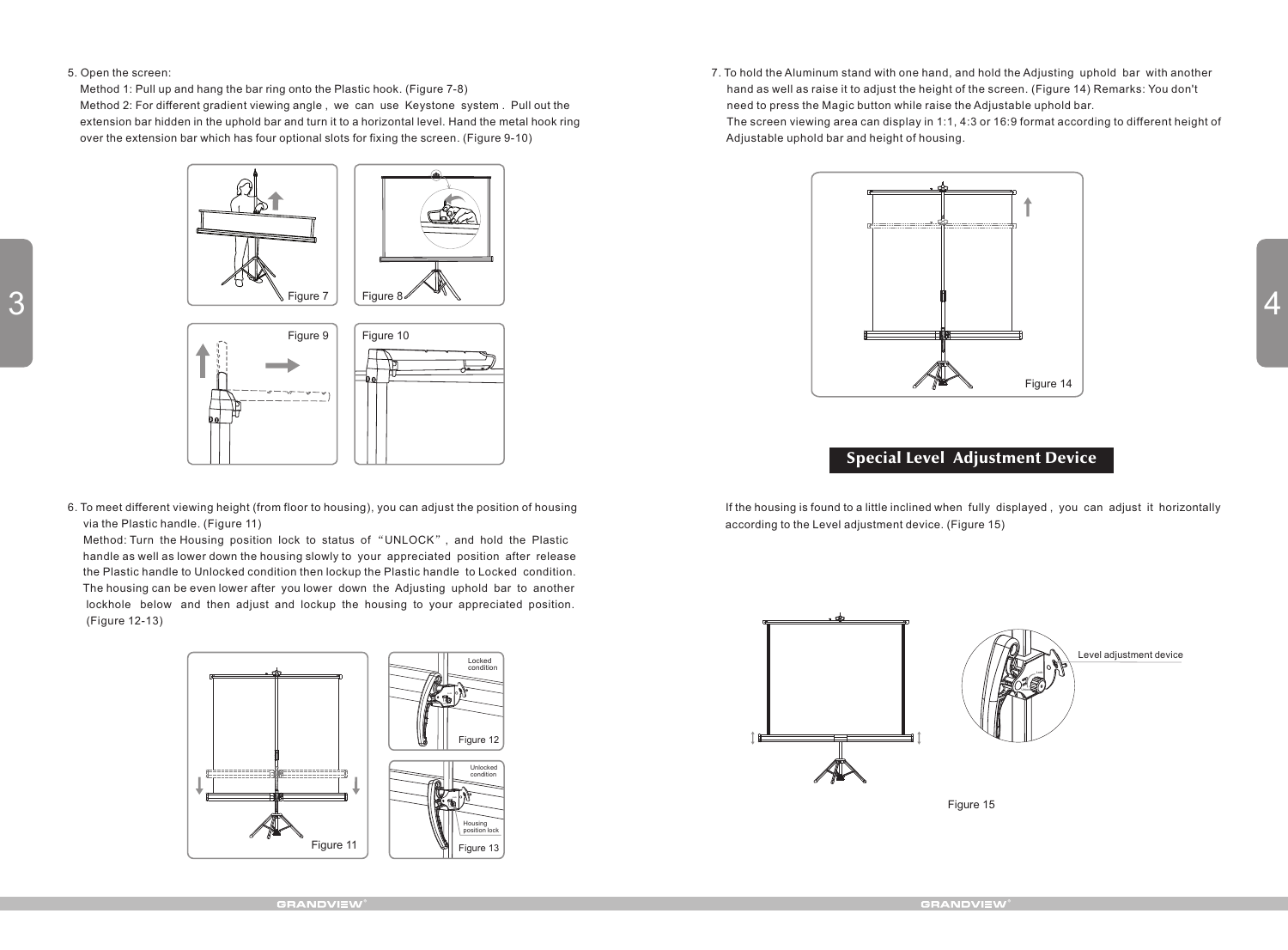5. Open the screen:

   Method 1: Pull up and hang the bar ring onto the Plastic hook. (Figure 7-8)

   Method 2: For different gradient viewing angle , we can use Keystone system . Pull out the extension bar hidden in the uphold bar and turn it to a horizontal level. Hand the metal hook ring over the extension bar which has four optional slots for fixing the screen. (Figure 9-10)

Figure 7

Figure 8

Figure 9

Figure 10

6. To meet different viewing height (from floor to housing), you can adjust the position of housing via the Plastic handle. (Figure 11)

   Method: Turn the Housing position lock to status of "UNLOCK", and hold the Plastic handle as well as lower down the housing slowly to your appreciated position after release the Plastic handle to Unlocked condition then lockup the Plastic handle to Locked condition. The housing can be even lower after you lower down the Adjusting uphold bar to another lockhole below and then adjust and lockup the housing to your appreciated position. (Figure 12-13)

Figure 11

Locked condition

Figure 12

Unlocked condition

Housing position lock

Figure 13

7. To hold the Aluminum stand with one hand, and hold the Adjusting uphold bar with another hand as well as raise it to adjust the height of the screen. (Figure 14) Remarks: You don't need to press the Magic button while raise the Adjustable uphold bar.

   The screen viewing area can display in 1:1, 4:3 or 16:9 format according to different height of Adjustable uphold bar and height of housing.

Figure 14

## Special Level Adjustment Device

If the housing is found to a little inclined when fully displayed , you can adjust it horizontally according to the Level adjustment device. (Figure 15)

Level adjustment device

Figure 15